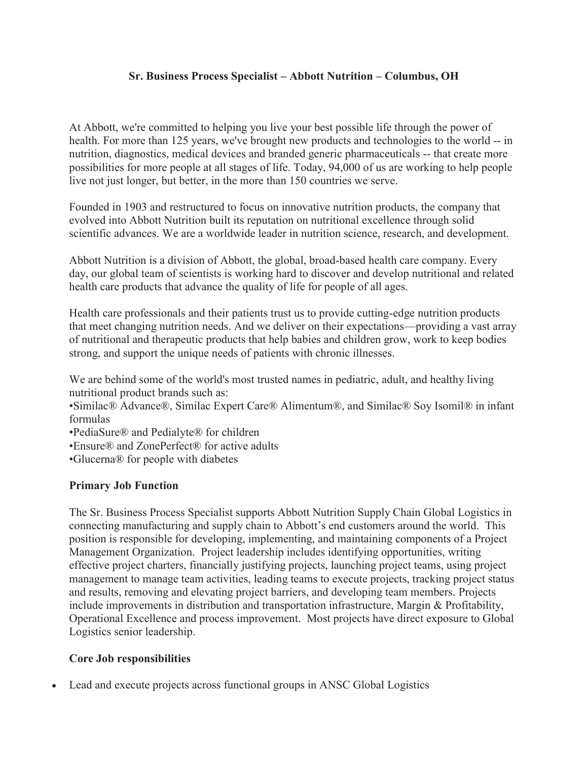**Sr. Business Process Specialist – Abbott Nutrition – Columbus, OH**

At Abbott, we're committed to helping you live your best possible life through the power of health. For more than 125 years, we've brought new products and technologies to the world -- in nutrition, diagnostics, medical devices and branded generic pharmaceuticals -- that create more possibilities for more people at all stages of life. Today, 94,000 of us are working to help people live not just longer, but better, in the more than 150 countries we serve.

Founded in 1903 and restructured to focus on innovative nutrition products, the company that evolved into Abbott Nutrition built its reputation on nutritional excellence through solid scientific advances. We are a worldwide leader in nutrition science, research, and development.

Abbott Nutrition is a division of Abbott, the global, broad-based health care company. Every day, our global team of scientists is working hard to discover and develop nutritional and related health care products that advance the quality of life for people of all ages.

Health care professionals and their patients trust us to provide cutting-edge nutrition products that meet changing nutrition needs. And we deliver on their expectations—providing a vast array of nutritional and therapeutic products that help babies and children grow, work to keep bodies strong, and support the unique needs of patients with chronic illnesses.

We are behind some of the world's most trusted names in pediatric, adult, and healthy living nutritional product brands such as:
•Similac® Advance®, Similac Expert Care® Alimentum®, and Similac® Soy Isomil® in infant formulas
•PediaSure® and Pedialyte® for children
•Ensure® and ZonePerfect® for active adults
•Glucerna® for people with diabetes

**Primary Job Function**

The Sr. Business Process Specialist supports Abbott Nutrition Supply Chain Global Logistics in connecting manufacturing and supply chain to Abbott's end customers around the world. This position is responsible for developing, implementing, and maintaining components of a Project Management Organization. Project leadership includes identifying opportunities, writing effective project charters, financially justifying projects, launching project teams, using project management to manage team activities, leading teams to execute projects, tracking project status and results, removing and elevating project barriers, and developing team members. Projects include improvements in distribution and transportation infrastructure, Margin & Profitability, Operational Excellence and process improvement. Most projects have direct exposure to Global Logistics senior leadership.

**Core Job responsibilities**

- Lead and execute projects across functional groups in ANSC Global Logistics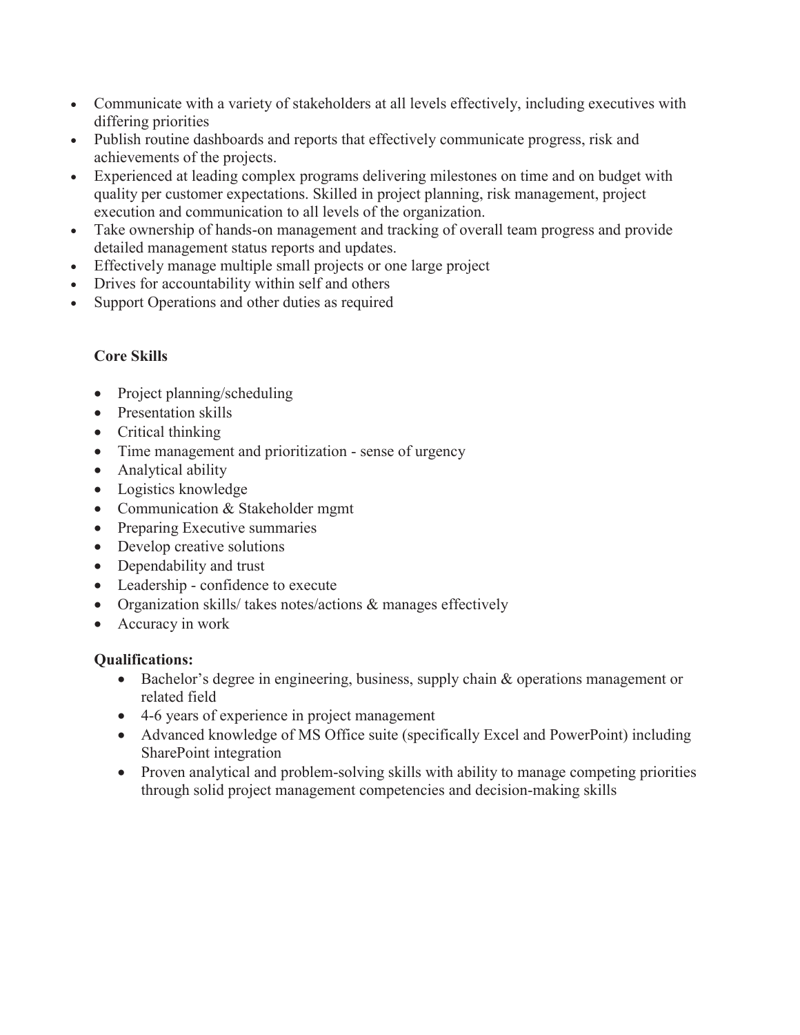- Communicate with a variety of stakeholders at all levels effectively, including executives with differing priorities
- Publish routine dashboards and reports that effectively communicate progress, risk and achievements of the projects.
- Experienced at leading complex programs delivering milestones on time and on budget with quality per customer expectations. Skilled in project planning, risk management, project execution and communication to all levels of the organization.
- Take ownership of hands-on management and tracking of overall team progress and provide detailed management status reports and updates.
- Effectively manage multiple small projects or one large project
- Drives for accountability within self and others
- Support Operations and other duties as required

**Core Skills**

- Project planning/scheduling
- Presentation skills
- Critical thinking
- Time management and prioritization - sense of urgency
- Analytical ability
- Logistics knowledge
- Communication & Stakeholder mgmt
- Preparing Executive summaries
- Develop creative solutions
- Dependability and trust
- Leadership - confidence to execute
- Organization skills/ takes notes/actions & manages effectively
- Accuracy in work

**Qualifications:**

- Bachelor's degree in engineering, business, supply chain & operations management or related field
- 4-6 years of experience in project management
- Advanced knowledge of MS Office suite (specifically Excel and PowerPoint) including SharePoint integration
- Proven analytical and problem-solving skills with ability to manage competing priorities through solid project management competencies and decision-making skills